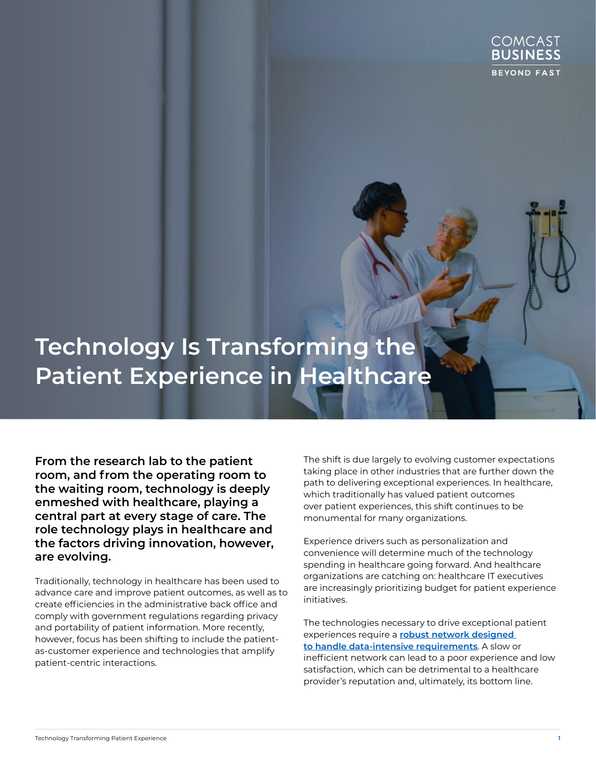COMCAST BUSINESS
BEYOND FAST

# Technology Is Transforming the Patient Experience in Healthcare

**From the research lab to the patient room, and from the operating room to the waiting room, technology is deeply enmeshed with healthcare, playing a central part at every stage of care. The role technology plays in healthcare and the factors driving innovation, however, are evolving.**

Traditionally, technology in healthcare has been used to advance care and improve patient outcomes, as well as to create efficiencies in the administrative back office and comply with government regulations regarding privacy and portability of patient information. More recently, however, focus has been shifting to include the patient-as-customer experience and technologies that amplify patient-centric interactions.

The shift is due largely to evolving customer expectations taking place in other industries that are further down the path to delivering exceptional experiences. In healthcare, which traditionally has valued patient outcomes over patient experiences, this shift continues to be monumental for many organizations.

Experience drivers such as personalization and convenience will determine much of the technology spending in healthcare going forward. And healthcare organizations are catching on: healthcare IT executives are increasingly prioritizing budget for patient experience initiatives.

The technologies necessary to drive exceptional patient experiences require a **robust network designed to handle data-intensive requirements**. A slow or inefficient network can lead to a poor experience and low satisfaction, which can be detrimental to a healthcare provider's reputation and, ultimately, its bottom line.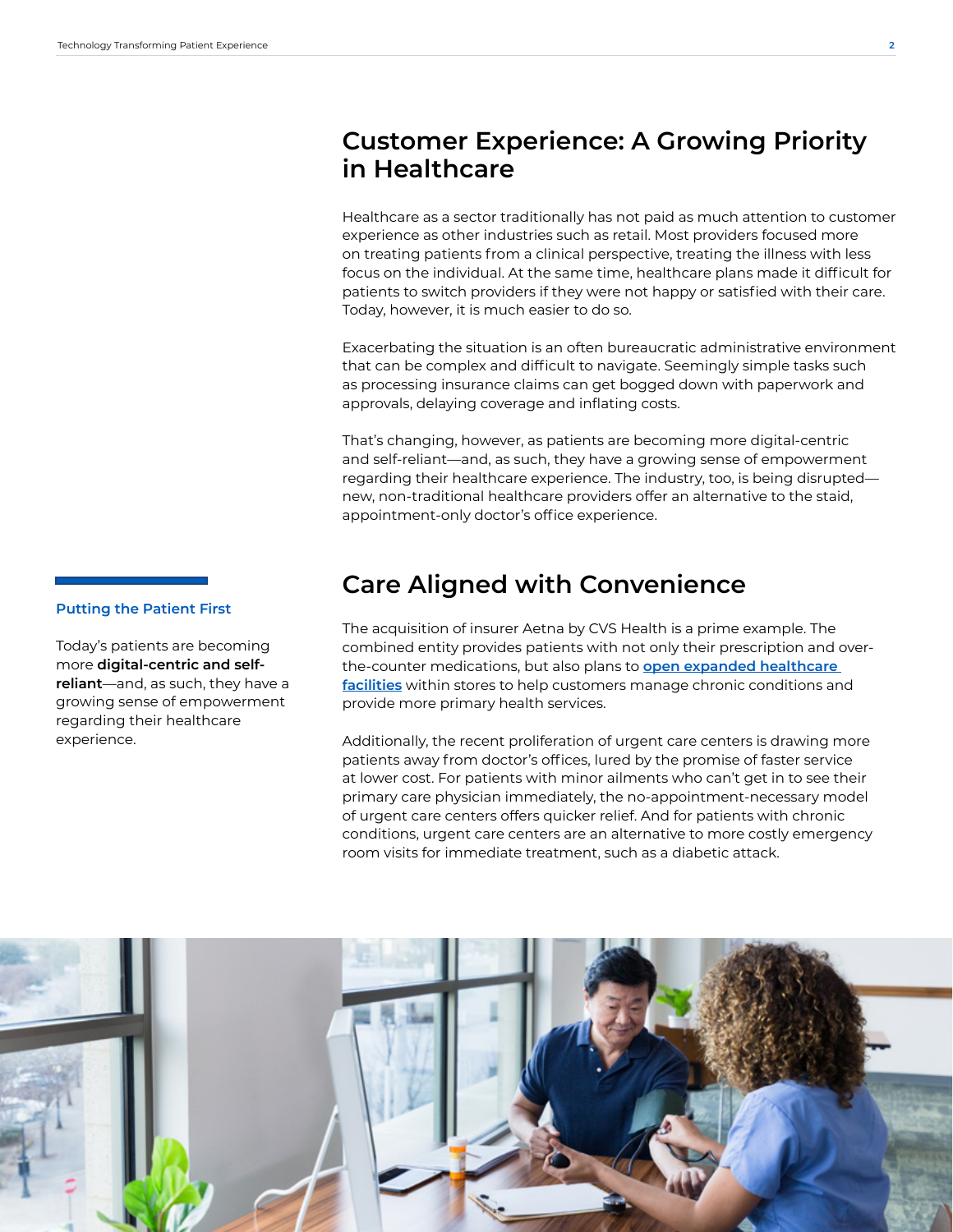## Customer Experience: A Growing Priority in Healthcare

Healthcare as a sector traditionally has not paid as much attention to customer experience as other industries such as retail. Most providers focused more on treating patients from a clinical perspective, treating the illness with less focus on the individual. At the same time, healthcare plans made it difficult for patients to switch providers if they were not happy or satisfied with their care. Today, however, it is much easier to do so.

Exacerbating the situation is an often bureaucratic administrative environment that can be complex and difficult to navigate. Seemingly simple tasks such as processing insurance claims can get bogged down with paperwork and approvals, delaying coverage and inflating costs.

That's changing, however, as patients are becoming more digital-centric and self-reliant—and, as such, they have a growing sense of empowerment regarding their healthcare experience. The industry, too, is being disrupted—new, non-traditional healthcare providers offer an alternative to the staid, appointment-only doctor's office experience.

### Putting the Patient First

Today's patients are becoming more **digital-centric and self-reliant**—and, as such, they have a growing sense of empowerment regarding their healthcare experience.

## Care Aligned with Convenience

The acquisition of insurer Aetna by CVS Health is a prime example. The combined entity provides patients with not only their prescription and over-the-counter medications, but also plans to **open expanded healthcare facilities** within stores to help customers manage chronic conditions and provide more primary health services.

Additionally, the recent proliferation of urgent care centers is drawing more patients away from doctor's offices, lured by the promise of faster service at lower cost. For patients with minor ailments who can't get in to see their primary care physician immediately, the no-appointment-necessary model of urgent care centers offers quicker relief. And for patients with chronic conditions, urgent care centers are an alternative to more costly emergency room visits for immediate treatment, such as a diabetic attack.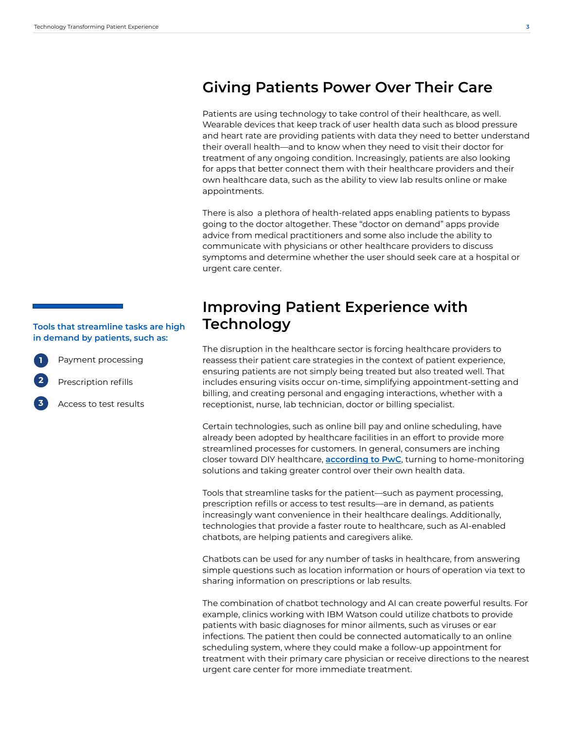## Giving Patients Power Over Their Care

Patients are using technology to take control of their healthcare, as well. Wearable devices that keep track of user health data such as blood pressure and heart rate are providing patients with data they need to better understand their overall health—and to know when they need to visit their doctor for treatment of any ongoing condition. Increasingly, patients are also looking for apps that better connect them with their healthcare providers and their own healthcare data, such as the ability to view lab results online or make appointments.

There is also a plethora of health-related apps enabling patients to bypass going to the doctor altogether. These "doctor on demand" apps provide advice from medical practitioners and some also include the ability to communicate with physicians or other healthcare providers to discuss symptoms and determine whether the user should seek care at a hospital or urgent care center.

## Improving Patient Experience with Technology

The disruption in the healthcare sector is forcing healthcare providers to reassess their patient care strategies in the context of patient experience, ensuring patients are not simply being treated but also treated well. That includes ensuring visits occur on-time, simplifying appointment-setting and billing, and creating personal and engaging interactions, whether with a receptionist, nurse, lab technician, doctor or billing specialist.

Certain technologies, such as online bill pay and online scheduling, have already been adopted by healthcare facilities in an effort to provide more streamlined processes for customers. In general, consumers are inching closer toward DIY healthcare, **according to PwC**, turning to home-monitoring solutions and taking greater control over their own health data.

**Tools that streamline tasks are high in demand by patients, such as:**

1. Payment processing
2. Prescription refills
3. Access to test results

Tools that streamline tasks for the patient—such as payment processing, prescription refills or access to test results—are in demand, as patients increasingly want convenience in their healthcare dealings. Additionally, technologies that provide a faster route to healthcare, such as AI-enabled chatbots, are helping patients and caregivers alike.

Chatbots can be used for any number of tasks in healthcare, from answering simple questions such as location information or hours of operation via text to sharing information on prescriptions or lab results.

The combination of chatbot technology and AI can create powerful results. For example, clinics working with IBM Watson could utilize chatbots to provide patients with basic diagnoses for minor ailments, such as viruses or ear infections. The patient then could be connected automatically to an online scheduling system, where they could make a follow-up appointment for treatment with their primary care physician or receive directions to the nearest urgent care center for more immediate treatment.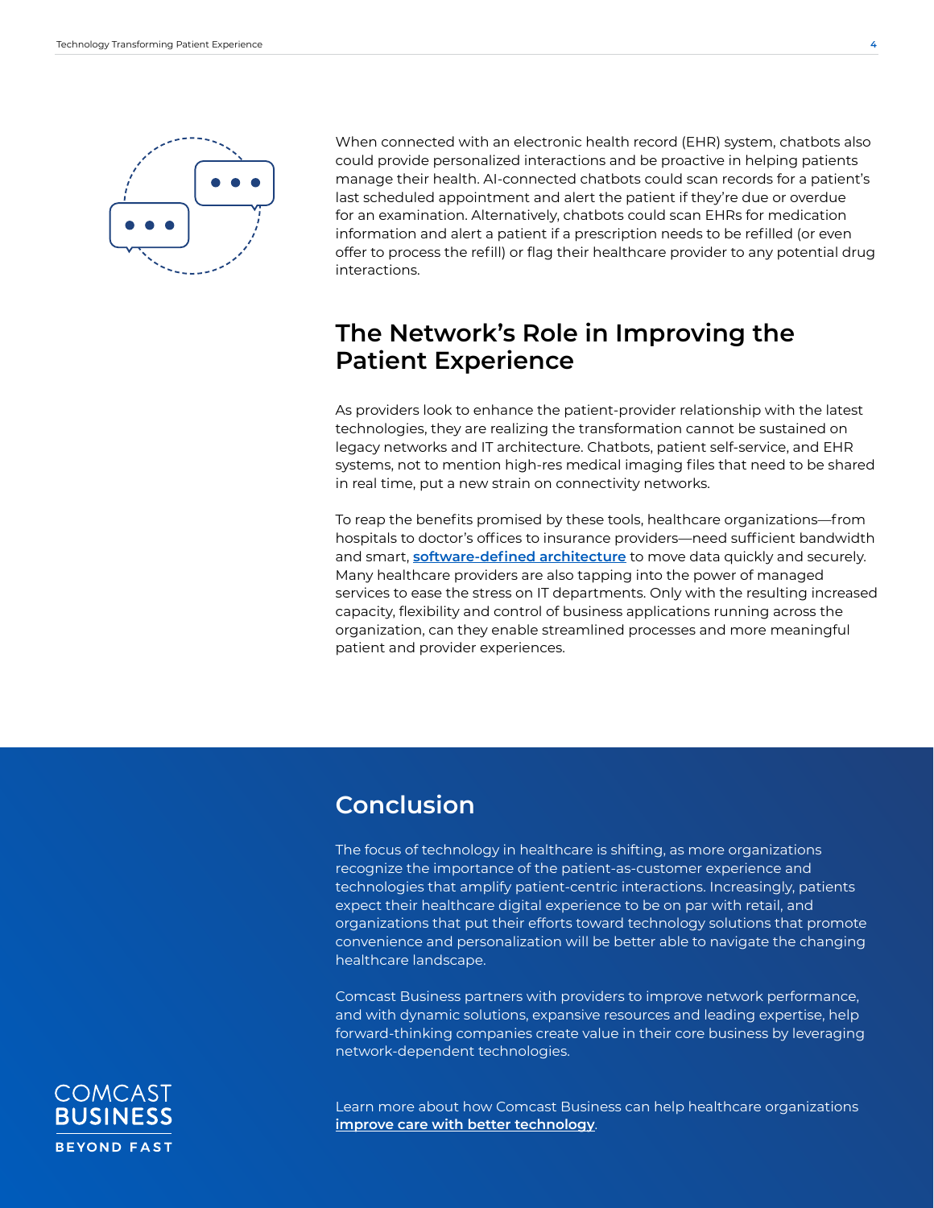When connected with an electronic health record (EHR) system, chatbots also could provide personalized interactions and be proactive in helping patients manage their health. AI-connected chatbots could scan records for a patient's last scheduled appointment and alert the patient if they're due or overdue for an examination. Alternatively, chatbots could scan EHRs for medication information and alert a patient if a prescription needs to be refilled (or even offer to process the refill) or flag their healthcare provider to any potential drug interactions.

## The Network's Role in Improving the Patient Experience

As providers look to enhance the patient-provider relationship with the latest technologies, they are realizing the transformation cannot be sustained on legacy networks and IT architecture. Chatbots, patient self-service, and EHR systems, not to mention high-res medical imaging files that need to be shared in real time, put a new strain on connectivity networks.

To reap the benefits promised by these tools, healthcare organizations—from hospitals to doctor's offices to insurance providers—need sufficient bandwidth and smart, **software-defined architecture** to move data quickly and securely. Many healthcare providers are also tapping into the power of managed services to ease the stress on IT departments. Only with the resulting increased capacity, flexibility and control of business applications running across the organization, can they enable streamlined processes and more meaningful patient and provider experiences.

## Conclusion

The focus of technology in healthcare is shifting, as more organizations recognize the importance of the patient-as-customer experience and technologies that amplify patient-centric interactions. Increasingly, patients expect their healthcare digital experience to be on par with retail, and organizations that put their efforts toward technology solutions that promote convenience and personalization will be better able to navigate the changing healthcare landscape.

Comcast Business partners with providers to improve network performance, and with dynamic solutions, expansive resources and leading expertise, help forward-thinking companies create value in their core business by leveraging network-dependent technologies.

Learn more about how Comcast Business can help healthcare organizations **improve care with better technology**.

COMCAST BUSINESS

BEYOND FAST